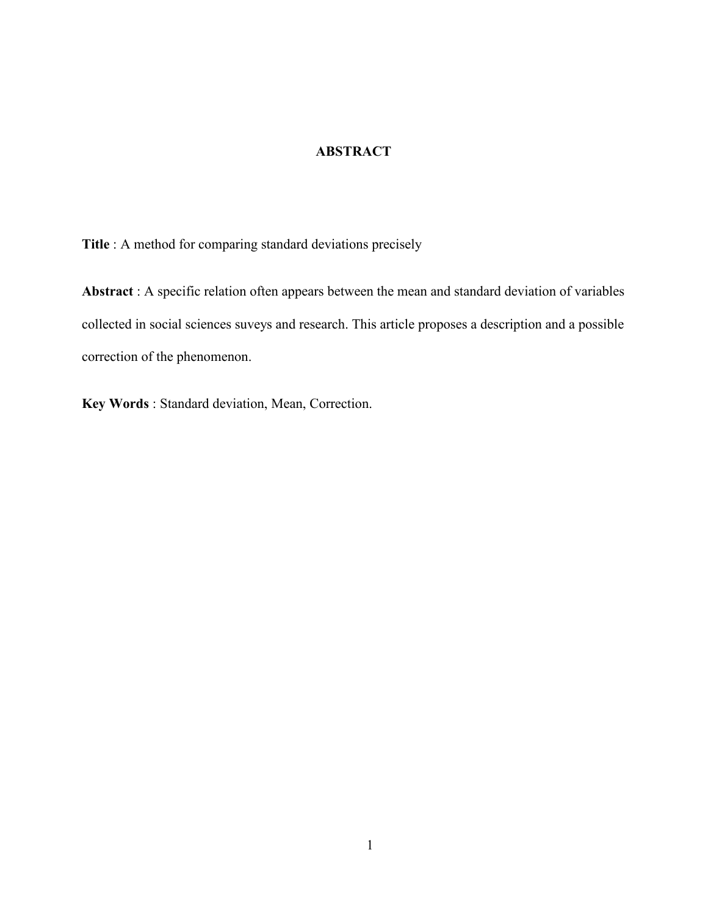# ABSTRACT

**Title** : A method for comparing standard deviations precisely

**Abstract** : A specific relation often appears between the mean and standard deviation of variables collected in social sciences suveys and research. This article proposes a description and a possible correction of the phenomenon.

**Key Words** : Standard deviation, Mean, Correction.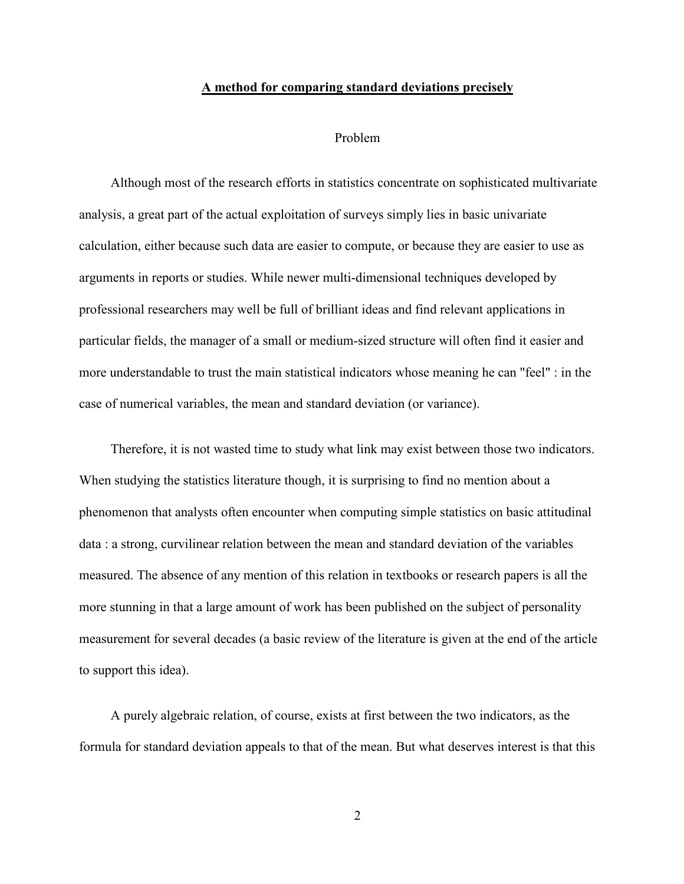## <u>**A method for comparing standard deviations precisely**</u>

### Problem

Although most of the research efforts in statistics concentrate on sophisticated multivariate analysis, a great part of the actual exploitation of surveys simply lies in basic univariate calculation, either because such data are easier to compute, or because they are easier to use as arguments in reports or studies. While newer multi-dimensional techniques developed by professional researchers may well be full of brilliant ideas and find relevant applications in particular fields, the manager of a small or medium-sized structure will often find it easier and more understandable to trust the main statistical indicators whose meaning he can "feel" : in the case of numerical variables, the mean and standard deviation (or variance).

Therefore, it is not wasted time to study what link may exist between those two indicators. When studying the statistics literature though, it is surprising to find no mention about a phenomenon that analysts often encounter when computing simple statistics on basic attitudinal data : a strong, curvilinear relation between the mean and standard deviation of the variables measured. The absence of any mention of this relation in textbooks or research papers is all the more stunning in that a large amount of work has been published on the subject of personality measurement for several decades (a basic review of the literature is given at the end of the article to support this idea).

A purely algebraic relation, of course, exists at first between the two indicators, as the formula for standard deviation appeals to that of the mean. But what deserves interest is that this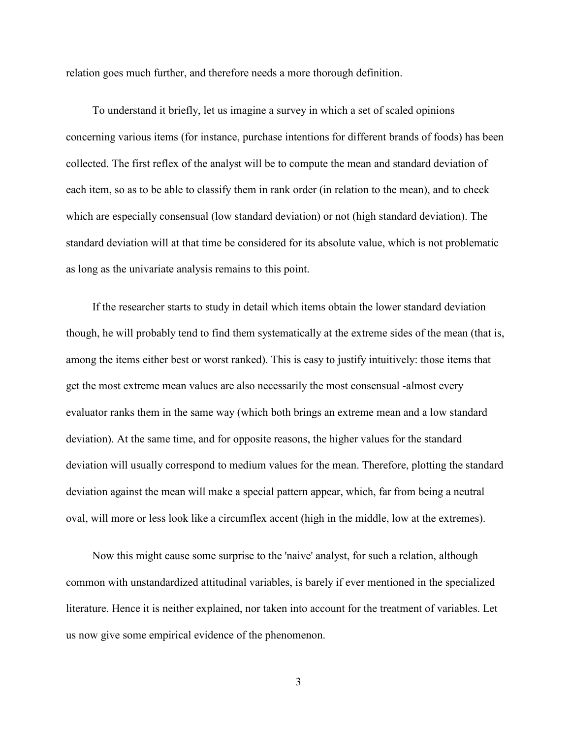relation goes much further, and therefore needs a more thorough definition.

To understand it briefly, let us imagine a survey in which a set of scaled opinions concerning various items (for instance, purchase intentions for different brands of foods) has been collected. The first reflex of the analyst will be to compute the mean and standard deviation of each item, so as to be able to classify them in rank order (in relation to the mean), and to check which are especially consensual (low standard deviation) or not (high standard deviation). The standard deviation will at that time be considered for its absolute value, which is not problematic as long as the univariate analysis remains to this point.

If the researcher starts to study in detail which items obtain the lower standard deviation though, he will probably tend to find them systematically at the extreme sides of the mean (that is, among the items either best or worst ranked). This is easy to justify intuitively: those items that get the most extreme mean values are also necessarily the most consensual -almost every evaluator ranks them in the same way (which both brings an extreme mean and a low standard deviation). At the same time, and for opposite reasons, the higher values for the standard deviation will usually correspond to medium values for the mean. Therefore, plotting the standard deviation against the mean will make a special pattern appear, which, far from being a neutral oval, will more or less look like a circumflex accent (high in the middle, low at the extremes).

Now this might cause some surprise to the 'naive' analyst, for such a relation, although common with unstandardized attitudinal variables, is barely if ever mentioned in the specialized literature. Hence it is neither explained, nor taken into account for the treatment of variables. Let us now give some empirical evidence of the phenomenon.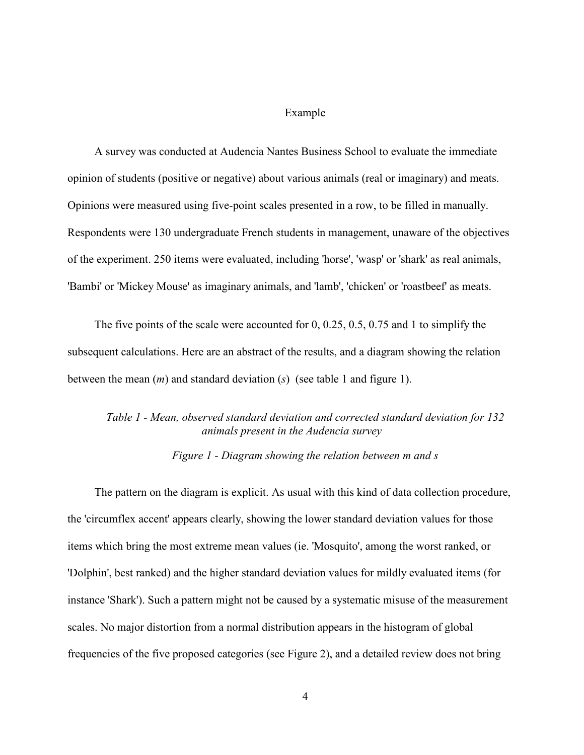## Example

A survey was conducted at Audencia Nantes Business School to evaluate the immediate opinion of students (positive or negative) about various animals (real or imaginary) and meats. Opinions were measured using five-point scales presented in a row, to be filled in manually. Respondents were 130 undergraduate French students in management, unaware of the objectives of the experiment. 250 items were evaluated, including 'horse', 'wasp' or 'shark' as real animals, 'Bambi' or 'Mickey Mouse' as imaginary animals, and 'lamb', 'chicken' or 'roastbeef' as meats.

The five points of the scale were accounted for 0, 0.25, 0.5, 0.75 and 1 to simplify the subsequent calculations. Here are an abstract of the results, and a diagram showing the relation between the mean ($m$) and standard deviation ($s$) (see table 1 and figure 1).

*Table 1 - Mean, observed standard deviation and corrected standard deviation for 132 animals present in the Audencia survey*

*Figure 1 - Diagram showing the relation between m and s*

The pattern on the diagram is explicit. As usual with this kind of data collection procedure, the 'circumflex accent' appears clearly, showing the lower standard deviation values for those items which bring the most extreme mean values (ie. 'Mosquito', among the worst ranked, or 'Dolphin', best ranked) and the higher standard deviation values for mildly evaluated items (for instance 'Shark'). Such a pattern might not be caused by a systematic misuse of the measurement scales. No major distortion from a normal distribution appears in the histogram of global frequencies of the five proposed categories (see Figure 2), and a detailed review does not bring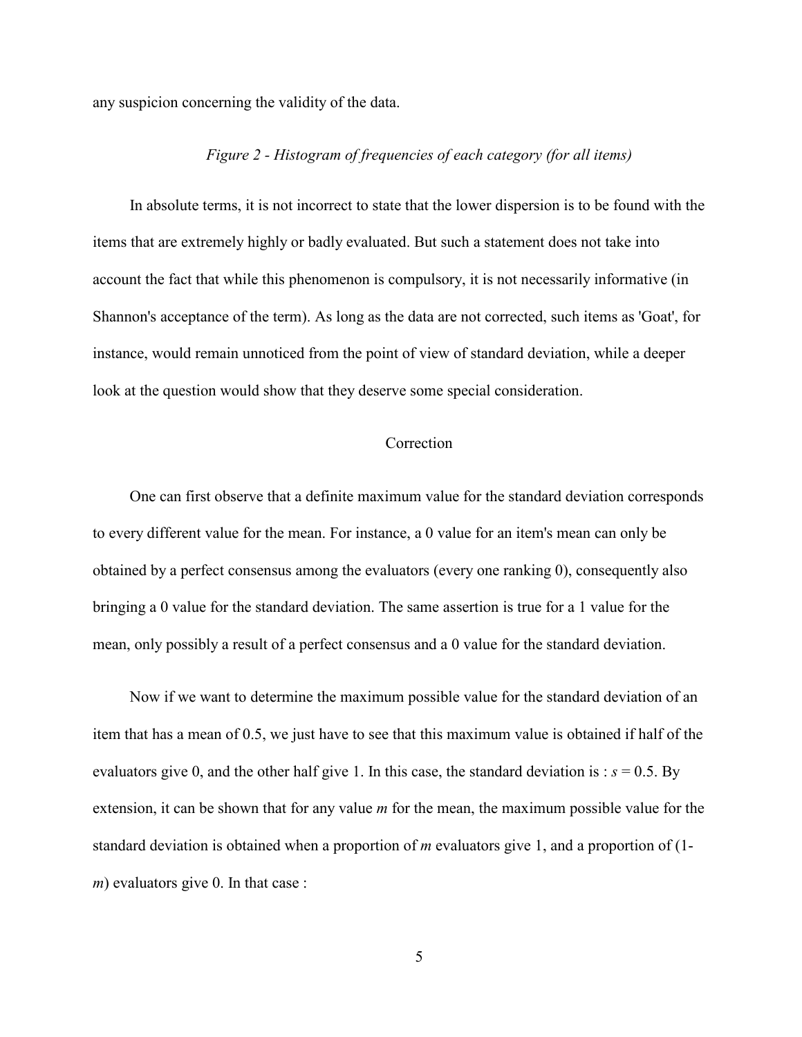any suspicion concerning the validity of the data.

*Figure 2 - Histogram of frequencies of each category (for all items)*

In absolute terms, it is not incorrect to state that the lower dispersion is to be found with the items that are extremely highly or badly evaluated. But such a statement does not take into account the fact that while this phenomenon is compulsory, it is not necessarily informative (in Shannon's acceptance of the term). As long as the data are not corrected, such items as 'Goat', for instance, would remain unnoticed from the point of view of standard deviation, while a deeper look at the question would show that they deserve some special consideration.

## Correction

One can first observe that a definite maximum value for the standard deviation corresponds to every different value for the mean. For instance, a 0 value for an item's mean can only be obtained by a perfect consensus among the evaluators (every one ranking 0), consequently also bringing a 0 value for the standard deviation. The same assertion is true for a 1 value for the mean, only possibly a result of a perfect consensus and a 0 value for the standard deviation.

Now if we want to determine the maximum possible value for the standard deviation of an item that has a mean of 0.5, we just have to see that this maximum value is obtained if half of the evaluators give 0, and the other half give 1. In this case, the standard deviation is : $s = 0.5$. By extension, it can be shown that for any value $m$ for the mean, the maximum possible value for the standard deviation is obtained when a proportion of $m$ evaluators give 1, and a proportion of $(1-m)$ evaluators give 0. In that case :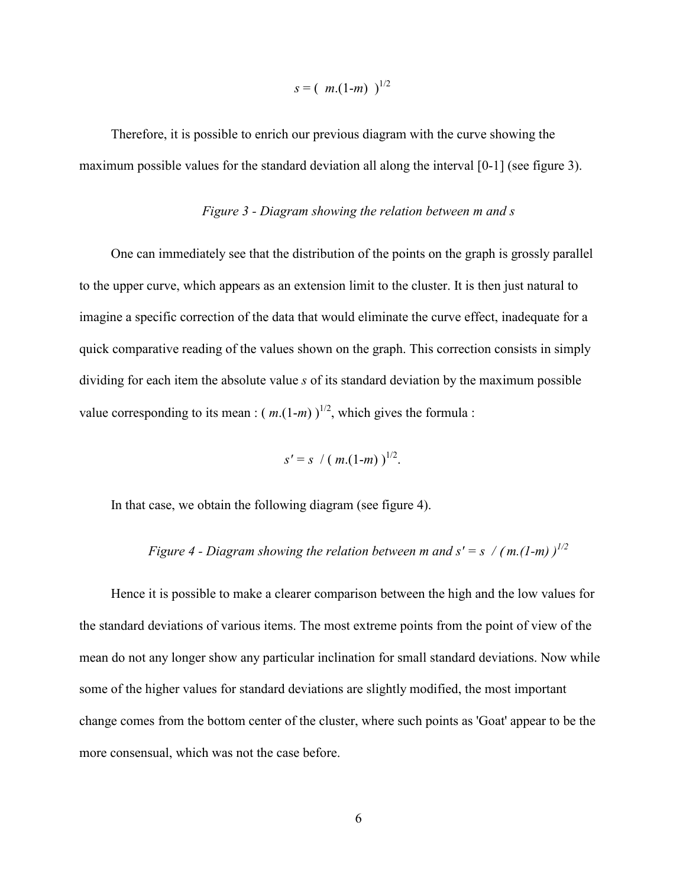$$s = ( m.(1\text{-}m) )^{1/2}$$

Therefore, it is possible to enrich our previous diagram with the curve showing the maximum possible values for the standard deviation all along the interval [0-1] (see figure 3).

*Figure 3 - Diagram showing the relation between m and s*

One can immediately see that the distribution of the points on the graph is grossly parallel to the upper curve, which appears as an extension limit to the cluster. It is then just natural to imagine a specific correction of the data that would eliminate the curve effect, inadequate for a quick comparative reading of the values shown on the graph. This correction consists in simply dividing for each item the absolute value $s$ of its standard deviation by the maximum possible value corresponding to its mean : $( m.(1\text{-}m) )^{1/2}$, which gives the formula :

$$s' = s \ / \ ( m.(1\text{-}m) )^{1/2}.$$

In that case, we obtain the following diagram (see figure 4).

*Figure 4 - Diagram showing the relation between m and* $s' = s \ / \ ( m.(1\text{-}m) )^{1/2}$

Hence it is possible to make a clearer comparison between the high and the low values for the standard deviations of various items. The most extreme points from the point of view of the mean do not any longer show any particular inclination for small standard deviations. Now while some of the higher values for standard deviations are slightly modified, the most important change comes from the bottom center of the cluster, where such points as 'Goat' appear to be the more consensual, which was not the case before.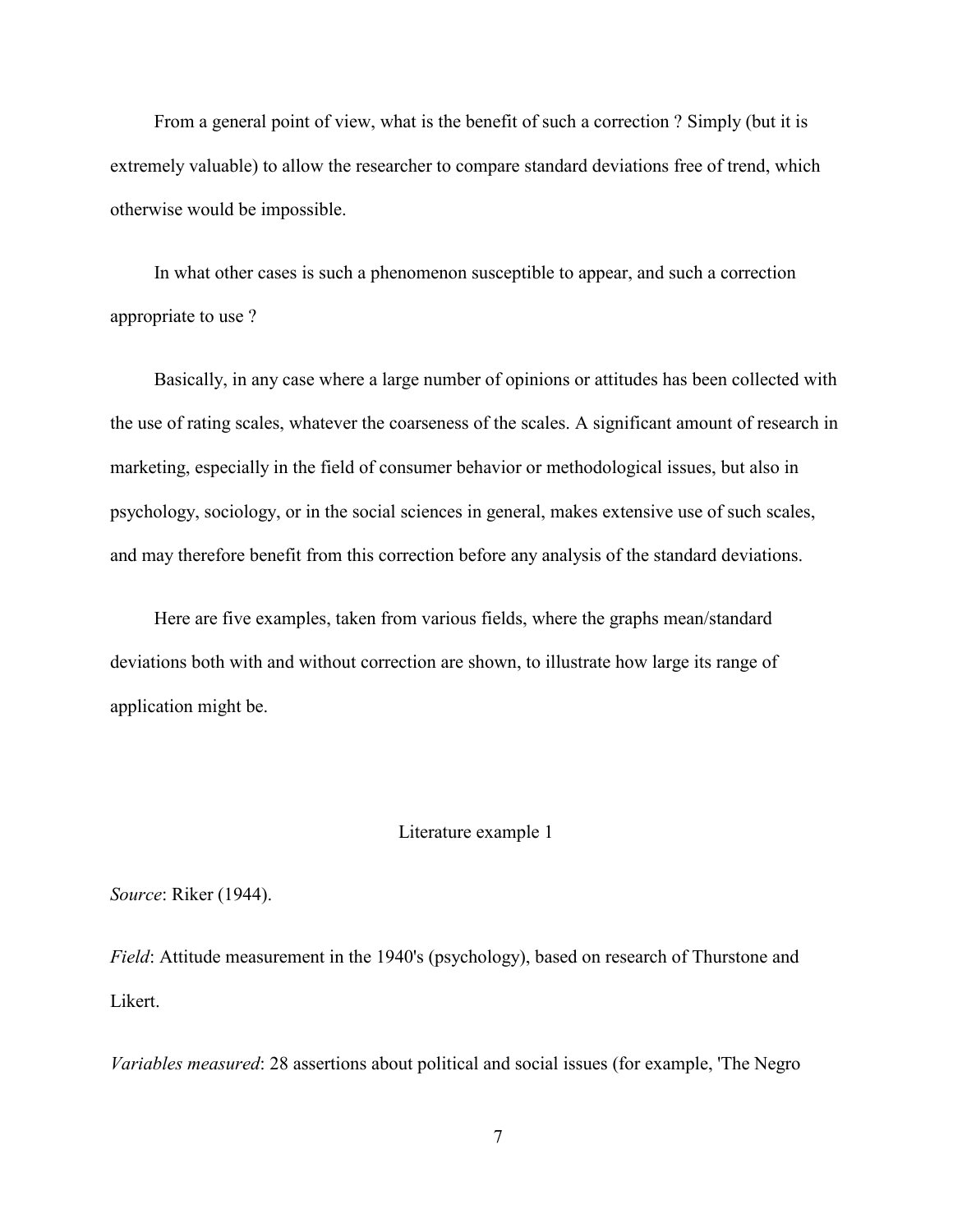From a general point of view, what is the benefit of such a correction ? Simply (but it is extremely valuable) to allow the researcher to compare standard deviations free of trend, which otherwise would be impossible.

In what other cases is such a phenomenon susceptible to appear, and such a correction appropriate to use ?

Basically, in any case where a large number of opinions or attitudes has been collected with the use of rating scales, whatever the coarseness of the scales. A significant amount of research in marketing, especially in the field of consumer behavior or methodological issues, but also in psychology, sociology, or in the social sciences in general, makes extensive use of such scales, and may therefore benefit from this correction before any analysis of the standard deviations.

Here are five examples, taken from various fields, where the graphs mean/standard deviations both with and without correction are shown, to illustrate how large its range of application might be.

### Literature example 1

*Source*: Riker (1944).

*Field*: Attitude measurement in the 1940's (psychology), based on research of Thurstone and Likert.

*Variables measured*: 28 assertions about political and social issues (for example, 'The Negro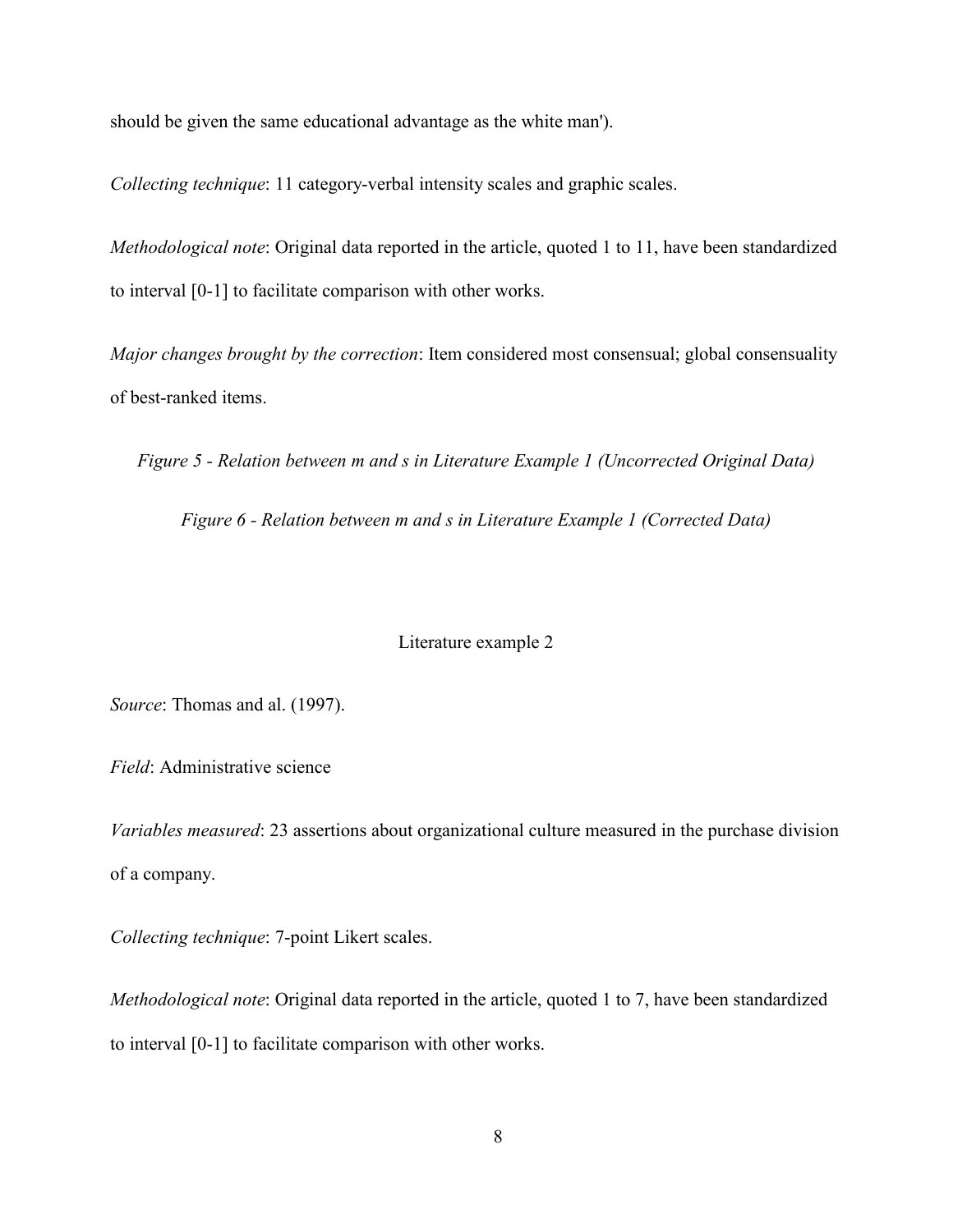should be given the same educational advantage as the white man').

*Collecting technique*: 11 category-verbal intensity scales and graphic scales.

*Methodological note*: Original data reported in the article, quoted 1 to 11, have been standardized to interval [0-1] to facilitate comparison with other works.

*Major changes brought by the correction*: Item considered most consensual; global consensuality of best-ranked items.

*Figure 5 - Relation between m and s in Literature Example 1 (Uncorrected Original Data)*

*Figure 6 - Relation between m and s in Literature Example 1 (Corrected Data)*

Literature example 2

*Source*: Thomas and al. (1997).

*Field*: Administrative science

*Variables measured*: 23 assertions about organizational culture measured in the purchase division of a company.

*Collecting technique*: 7-point Likert scales.

*Methodological note*: Original data reported in the article, quoted 1 to 7, have been standardized to interval [0-1] to facilitate comparison with other works.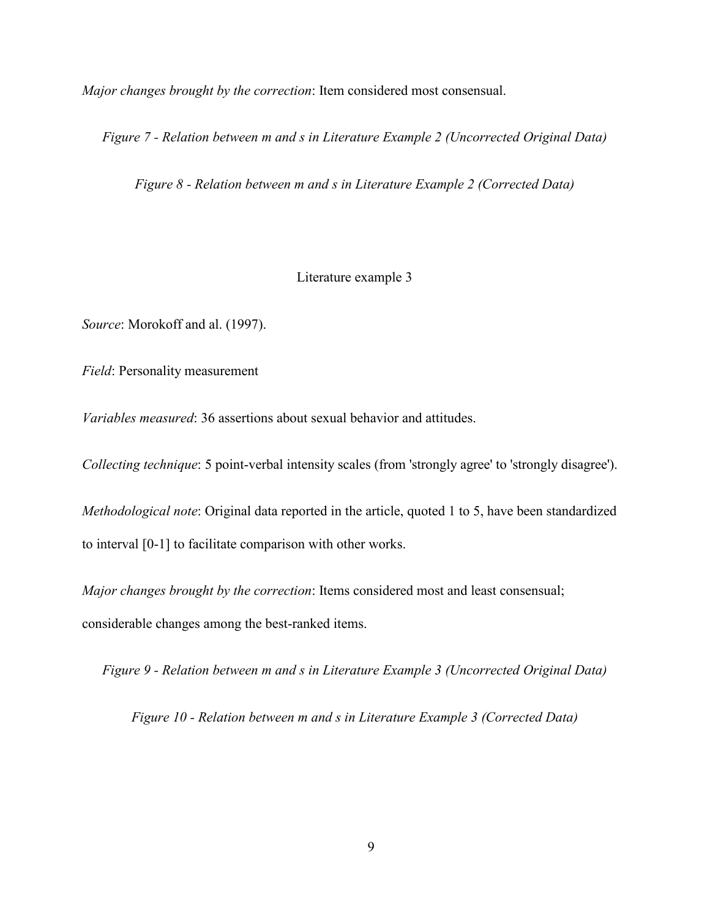*Major changes brought by the correction*: Item considered most consensual.

*Figure 7 - Relation between m and s in Literature Example 2 (Uncorrected Original Data)*

*Figure 8 - Relation between m and s in Literature Example 2 (Corrected Data)*

## Literature example 3

*Source*: Morokoff and al. (1997).

*Field*: Personality measurement

*Variables measured*: 36 assertions about sexual behavior and attitudes.

*Collecting technique*: 5 point-verbal intensity scales (from 'strongly agree' to 'strongly disagree').

*Methodological note*: Original data reported in the article, quoted 1 to 5, have been standardized to interval [0-1] to facilitate comparison with other works.

*Major changes brought by the correction*: Items considered most and least consensual; considerable changes among the best-ranked items.

*Figure 9 - Relation between m and s in Literature Example 3 (Uncorrected Original Data)*

*Figure 10 - Relation between m and s in Literature Example 3 (Corrected Data)*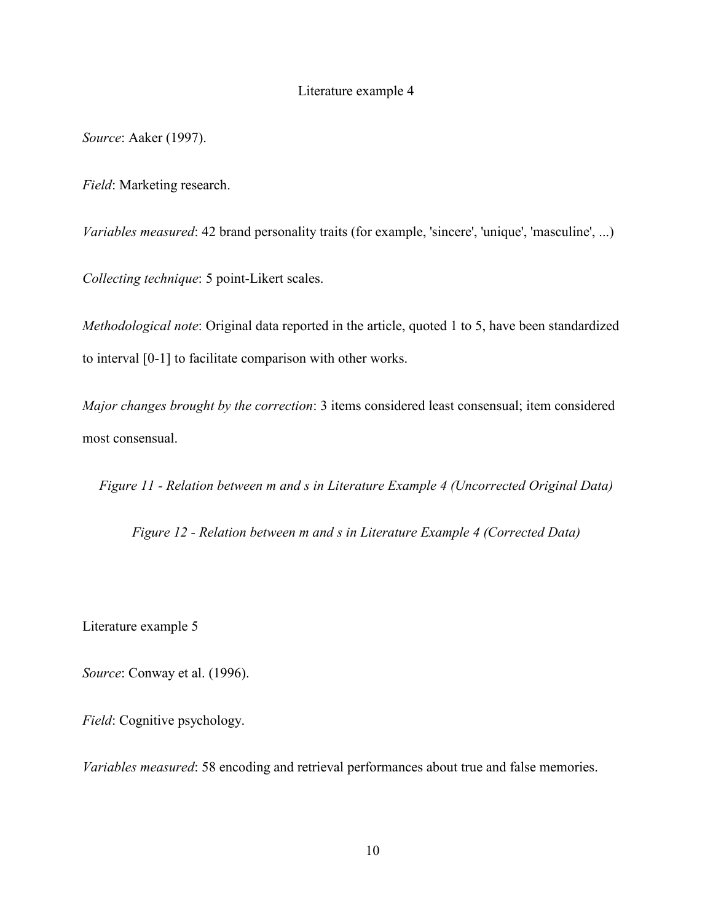Literature example 4

*Source*: Aaker (1997).

*Field*: Marketing research.

*Variables measured*: 42 brand personality traits (for example, 'sincere', 'unique', 'masculine', ...)

*Collecting technique*: 5 point-Likert scales.

*Methodological note*: Original data reported in the article, quoted 1 to 5, have been standardized to interval [0-1] to facilitate comparison with other works.

*Major changes brought by the correction*: 3 items considered least consensual; item considered most consensual.

*Figure 11 - Relation between m and s in Literature Example 4 (Uncorrected Original Data)*

*Figure 12 - Relation between m and s in Literature Example 4 (Corrected Data)*

Literature example 5

*Source*: Conway et al. (1996).

*Field*: Cognitive psychology.

*Variables measured*: 58 encoding and retrieval performances about true and false memories.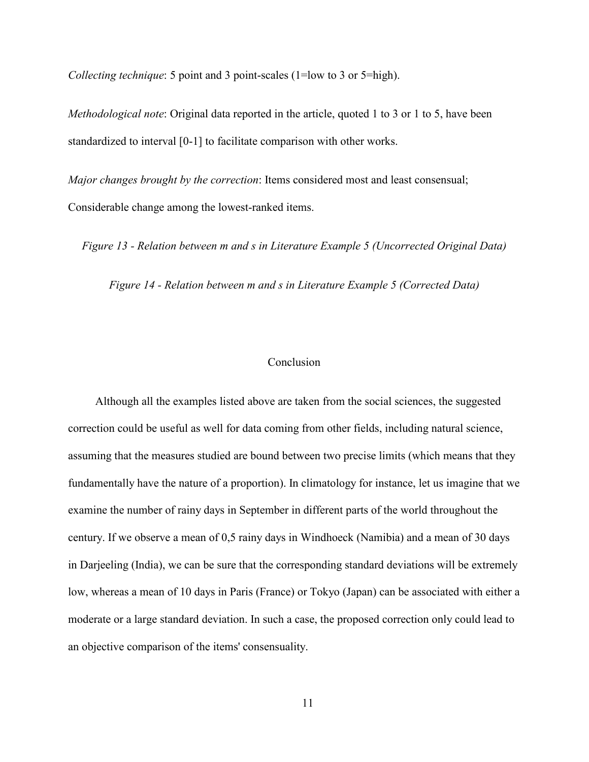*Collecting technique*: 5 point and 3 point-scales (1=low to 3 or 5=high).

*Methodological note*: Original data reported in the article, quoted 1 to 3 or 1 to 5, have been standardized to interval [0-1] to facilitate comparison with other works.

*Major changes brought by the correction*: Items considered most and least consensual; Considerable change among the lowest-ranked items.

*Figure 13 - Relation between m and s in Literature Example 5 (Uncorrected Original Data)*

*Figure 14 - Relation between m and s in Literature Example 5 (Corrected Data)*

## Conclusion

Although all the examples listed above are taken from the social sciences, the suggested correction could be useful as well for data coming from other fields, including natural science, assuming that the measures studied are bound between two precise limits (which means that they fundamentally have the nature of a proportion). In climatology for instance, let us imagine that we examine the number of rainy days in September in different parts of the world throughout the century. If we observe a mean of 0,5 rainy days in Windhoeck (Namibia) and a mean of 30 days in Darjeeling (India), we can be sure that the corresponding standard deviations will be extremely low, whereas a mean of 10 days in Paris (France) or Tokyo (Japan) can be associated with either a moderate or a large standard deviation. In such a case, the proposed correction only could lead to an objective comparison of the items' consensuality.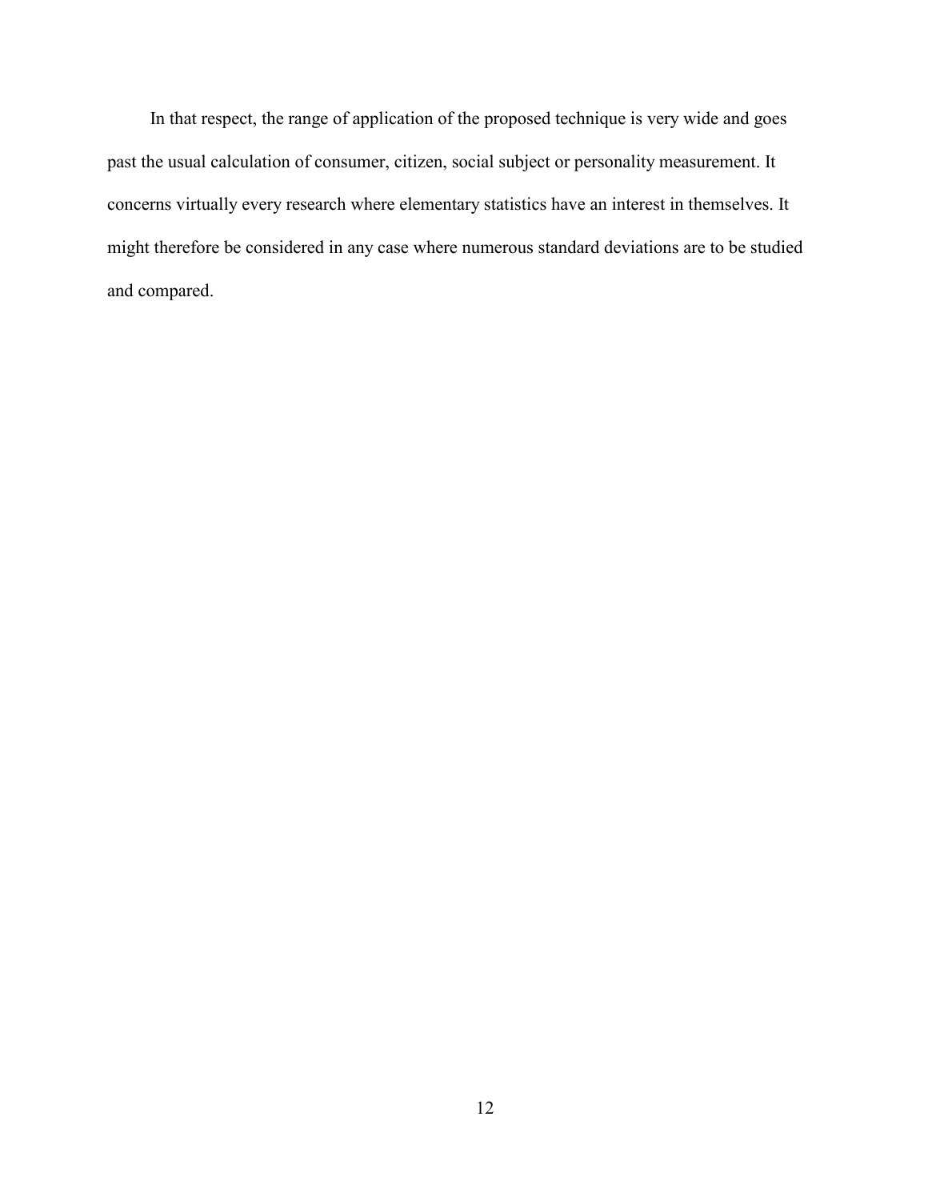In that respect, the range of application of the proposed technique is very wide and goes past the usual calculation of consumer, citizen, social subject or personality measurement. It concerns virtually every research where elementary statistics have an interest in themselves. It might therefore be considered in any case where numerous standard deviations are to be studied and compared.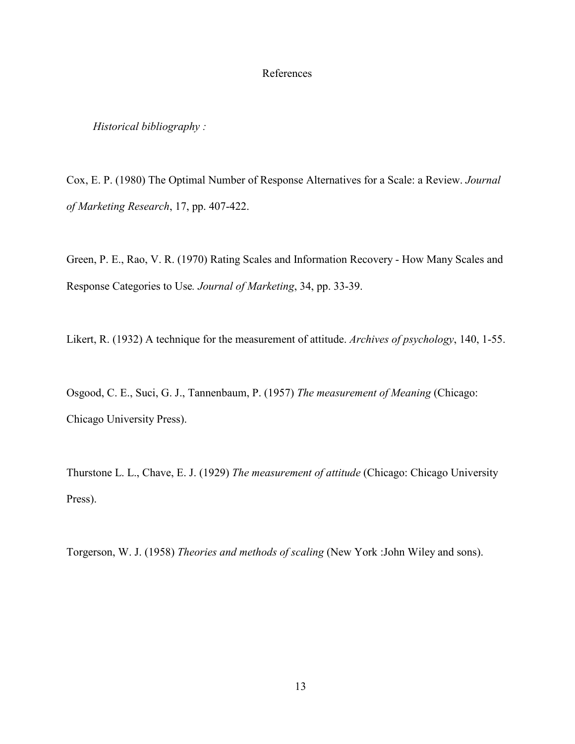# References

*Historical bibliography :*

Cox, E. P. (1980) The Optimal Number of Response Alternatives for a Scale: a Review. *Journal of Marketing Research*, 17, pp. 407-422.

Green, P. E., Rao, V. R. (1970) Rating Scales and Information Recovery - How Many Scales and Response Categories to Use*. Journal of Marketing*, 34, pp. 33-39.

Likert, R. (1932) A technique for the measurement of attitude. *Archives of psychology*, 140, 1-55.

Osgood, C. E., Suci, G. J., Tannenbaum, P. (1957) *The measurement of Meaning* (Chicago: Chicago University Press).

Thurstone L. L., Chave, E. J. (1929) *The measurement of attitude* (Chicago: Chicago University Press).

Torgerson, W. J. (1958) *Theories and methods of scaling* (New York :John Wiley and sons).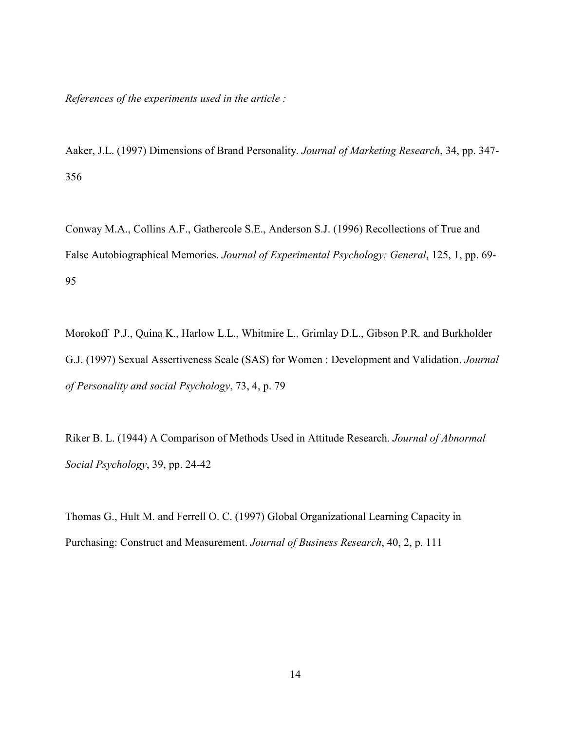*References of the experiments used in the article :*

Aaker, J.L. (1997) Dimensions of Brand Personality. *Journal of Marketing Research*, 34, pp. 347-356

Conway M.A., Collins A.F., Gathercole S.E., Anderson S.J. (1996) Recollections of True and False Autobiographical Memories. *Journal of Experimental Psychology: General*, 125, 1, pp. 69-95

Morokoff P.J., Quina K., Harlow L.L., Whitmire L., Grimlay D.L., Gibson P.R. and Burkholder G.J. (1997) Sexual Assertiveness Scale (SAS) for Women : Development and Validation. *Journal of Personality and social Psychology*, 73, 4, p. 79

Riker B. L. (1944) A Comparison of Methods Used in Attitude Research. *Journal of Abnormal Social Psychology*, 39, pp. 24-42

Thomas G., Hult M. and Ferrell O. C. (1997) Global Organizational Learning Capacity in Purchasing: Construct and Measurement. *Journal of Business Research*, 40, 2, p. 111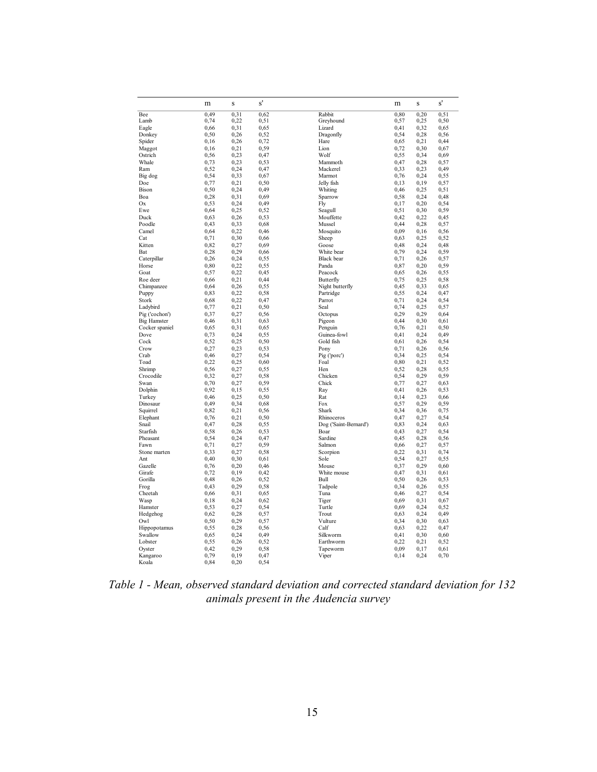| | m | s | s' | | m | s | s' |
|---|---|---|---|---|---|---|---|
| Bee | 0,49 | 0,31 | 0,62 | Rabbit | 0,80 | 0,20 | 0,51 |
| Lamb | 0,74 | 0,22 | 0,51 | Greyhound | 0,57 | 0,25 | 0,50 |
| Eagle | 0,66 | 0,31 | 0,65 | Lizard | 0,41 | 0,32 | 0,65 |
| Donkey | 0,50 | 0,26 | 0,52 | Dragonfly | 0,54 | 0,28 | 0,56 |
| Spider | 0,16 | 0,26 | 0,72 | Hare | 0,65 | 0,21 | 0,44 |
| Maggot | 0,16 | 0,21 | 0,59 | Lion | 0,72 | 0,30 | 0,67 |
| Ostrich | 0,56 | 0,23 | 0,47 | Wolf | 0,55 | 0,34 | 0,69 |
| Whale | 0,73 | 0,23 | 0,53 | Mammoth | 0,47 | 0,28 | 0,57 |
| Ram | 0,52 | 0,24 | 0,47 | Mackerel | 0,33 | 0,23 | 0,49 |
| Big dog | 0,54 | 0,33 | 0,67 | Marmot | 0,76 | 0,24 | 0,55 |
| Doe | 0,77 | 0,21 | 0,50 | Jelly fish | 0,13 | 0,19 | 0,57 |
| Bison | 0,50 | 0,24 | 0,49 | Whiting | 0,46 | 0,25 | 0,51 |
| Boa | 0,28 | 0,31 | 0,69 | Sparrow | 0,58 | 0,24 | 0,48 |
| Ox | 0,53 | 0,24 | 0,49 | Fly | 0,17 | 0,20 | 0,54 |
| Ewe | 0,64 | 0,25 | 0,52 | Seagull | 0,51 | 0,30 | 0,59 |
| Duck | 0,63 | 0,26 | 0,53 | Mouffette | 0,42 | 0,22 | 0,45 |
| Poodle | 0,43 | 0,33 | 0,68 | Mussel | 0,44 | 0,28 | 0,57 |
| Camel | 0,64 | 0,22 | 0,46 | Mosquito | 0,09 | 0,16 | 0,56 |
| Cat | 0,71 | 0,30 | 0,66 | Sheep | 0,63 | 0,25 | 0,52 |
| Kitten | 0,82 | 0,27 | 0,69 | Goose | 0,48 | 0,24 | 0,48 |
| Bat | 0,28 | 0,29 | 0,66 | White bear | 0,79 | 0,24 | 0,59 |
| Caterpillar | 0,26 | 0,24 | 0,55 | Black bear | 0,71 | 0,26 | 0,57 |
| Horse | 0,80 | 0,22 | 0,55 | Panda | 0,87 | 0,20 | 0,59 |
| Goat | 0,57 | 0,22 | 0,45 | Peacock | 0,65 | 0,26 | 0,55 |
| Roe deer | 0,66 | 0,21 | 0,44 | Butterfly | 0,75 | 0,25 | 0,58 |
| Chimpanzee | 0,64 | 0,26 | 0,55 | Night butterfly | 0,45 | 0,33 | 0,65 |
| Puppy | 0,83 | 0,22 | 0,58 | Partridge | 0,55 | 0,24 | 0,47 |
| Stork | 0,68 | 0,22 | 0,47 | Parrot | 0,71 | 0,24 | 0,54 |
| Ladybird | 0,77 | 0,21 | 0,50 | Seal | 0,74 | 0,25 | 0,57 |
| Pig ('cochon') | 0,37 | 0,27 | 0,56 | Octopus | 0,29 | 0,29 | 0,64 |
| Big Hamster | 0,46 | 0,31 | 0,63 | Pigeon | 0,44 | 0,30 | 0,61 |
| Cocker spaniel | 0,65 | 0,31 | 0,65 | Penguin | 0,76 | 0,21 | 0,50 |
| Dove | 0,73 | 0,24 | 0,55 | Guinea-fowl | 0,41 | 0,24 | 0,49 |
| Cock | 0,52 | 0,25 | 0,50 | Gold fish | 0,61 | 0,26 | 0,54 |
| Crow | 0,27 | 0,23 | 0,53 | Pony | 0,71 | 0,26 | 0,56 |
| Crab | 0,46 | 0,27 | 0,54 | Pig ('porc') | 0,34 | 0,25 | 0,54 |
| Toad | 0,22 | 0,25 | 0,60 | Foal | 0,80 | 0,21 | 0,52 |
| Shrimp | 0,56 | 0,27 | 0,55 | Hen | 0,52 | 0,28 | 0,55 |
| Crocodile | 0,32 | 0,27 | 0,58 | Chicken | 0,54 | 0,29 | 0,59 |
| Swan | 0,70 | 0,27 | 0,59 | Chick | 0,77 | 0,27 | 0,63 |
| Dolphin | 0,92 | 0,15 | 0,55 | Ray | 0,41 | 0,26 | 0,53 |
| Turkey | 0,46 | 0,25 | 0,50 | Rat | 0,14 | 0,23 | 0,66 |
| Dinosaur | 0,49 | 0,34 | 0,68 | Fox | 0,57 | 0,29 | 0,59 |
| Squirrel | 0,82 | 0,21 | 0,56 | Shark | 0,34 | 0,36 | 0,75 |
| Elephant | 0,76 | 0,21 | 0,50 | Rhinoceros | 0,47 | 0,27 | 0,54 |
| Snail | 0,47 | 0,28 | 0,55 | Dog ('Saint-Bernard') | 0,83 | 0,24 | 0,63 |
| Starfish | 0,58 | 0,26 | 0,53 | Boar | 0,43 | 0,27 | 0,54 |
| Pheasant | 0,54 | 0,24 | 0,47 | Sardine | 0,45 | 0,28 | 0,56 |
| Fawn | 0,71 | 0,27 | 0,59 | Salmon | 0,66 | 0,27 | 0,57 |
| Stone marten | 0,33 | 0,27 | 0,58 | Scorpion | 0,22 | 0,31 | 0,74 |
| Ant | 0,40 | 0,30 | 0,61 | Sole | 0,54 | 0,27 | 0,55 |
| Gazelle | 0,76 | 0,20 | 0,46 | Mouse | 0,37 | 0,29 | 0,60 |
| Girafe | 0,72 | 0,19 | 0,42 | White mouse | 0,47 | 0,31 | 0,61 |
| Gorilla | 0,48 | 0,26 | 0,52 | Bull | 0,50 | 0,26 | 0,53 |
| Frog | 0,43 | 0,29 | 0,58 | Tadpole | 0,34 | 0,26 | 0,55 |
| Cheetah | 0,66 | 0,31 | 0,65 | Tuna | 0,46 | 0,27 | 0,54 |
| Wasp | 0,18 | 0,24 | 0,62 | Tiger | 0,69 | 0,31 | 0,67 |
| Hamster | 0,53 | 0,27 | 0,54 | Turtle | 0,69 | 0,24 | 0,52 |
| Hedgehog | 0,62 | 0,28 | 0,57 | Trout | 0,63 | 0,24 | 0,49 |
| Owl | 0,50 | 0,29 | 0,57 | Vulture | 0,34 | 0,30 | 0,63 |
| Hippopotamus | 0,55 | 0,28 | 0,56 | Calf | 0,63 | 0,22 | 0,47 |
| Swallow | 0,65 | 0,24 | 0,49 | Silkworm | 0,41 | 0,30 | 0,60 |
| Lobster | 0,55 | 0,26 | 0,52 | Earthworm | 0,22 | 0,21 | 0,52 |
| Oyster | 0,42 | 0,29 | 0,58 | Tapeworm | 0,09 | 0,17 | 0,61 |
| Kangaroo | 0,79 | 0,19 | 0,47 | Viper | 0,14 | 0,24 | 0,70 |
| Koala | 0,84 | 0,20 | 0,54 | | | | |

*Table 1 - Mean, observed standard deviation and corrected standard deviation for 132 animals present in the Audencia survey*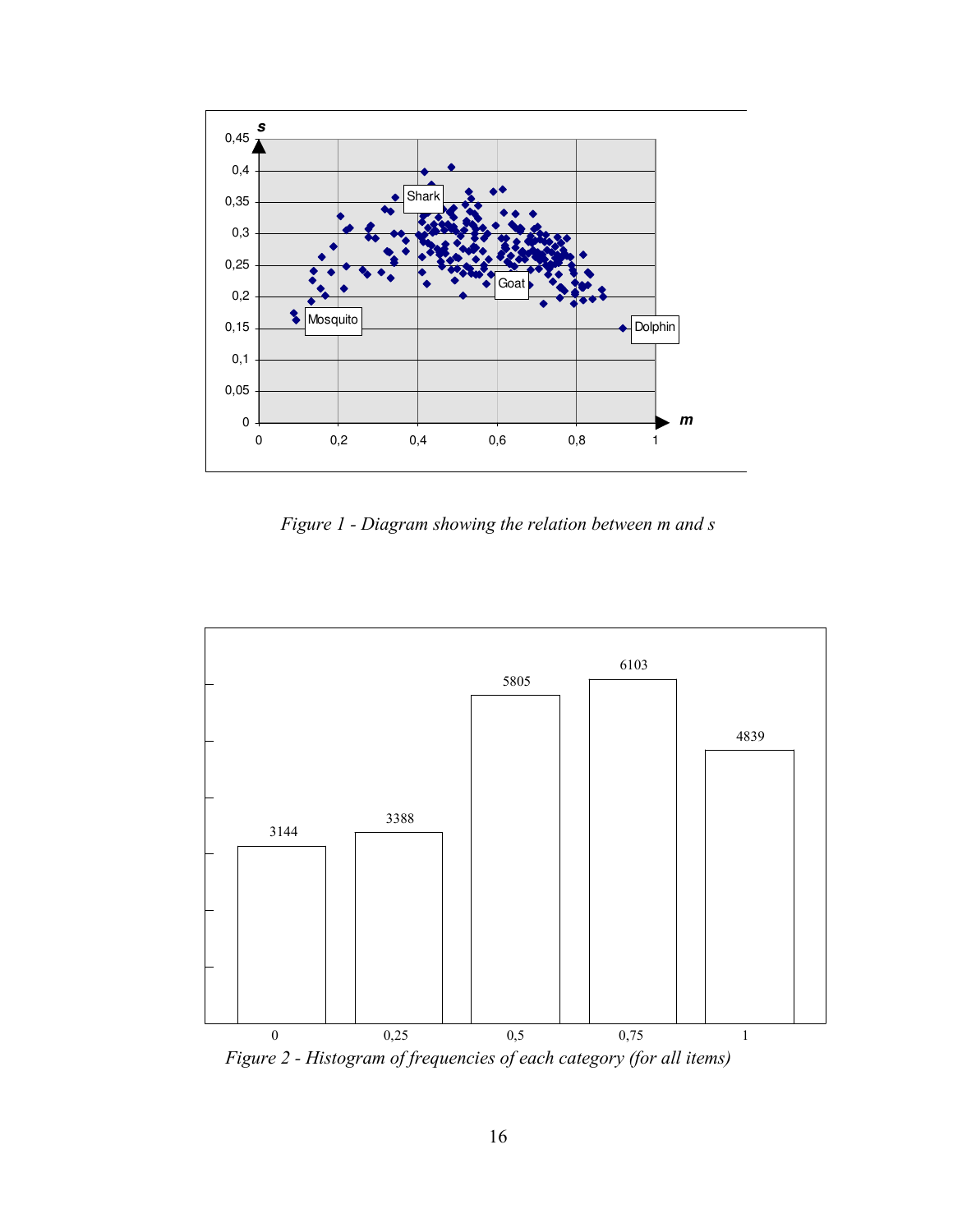*Figure 1 - Diagram showing the relation between m and s*

| 0 | 0,25 | 0,5 | 0,75 | 1 |
|---|---|---|---|---|
| 3144 | 3388 | 5805 | 6103 | 4839 |

*Figure 2 - Histogram of frequencies of each category (for all items)*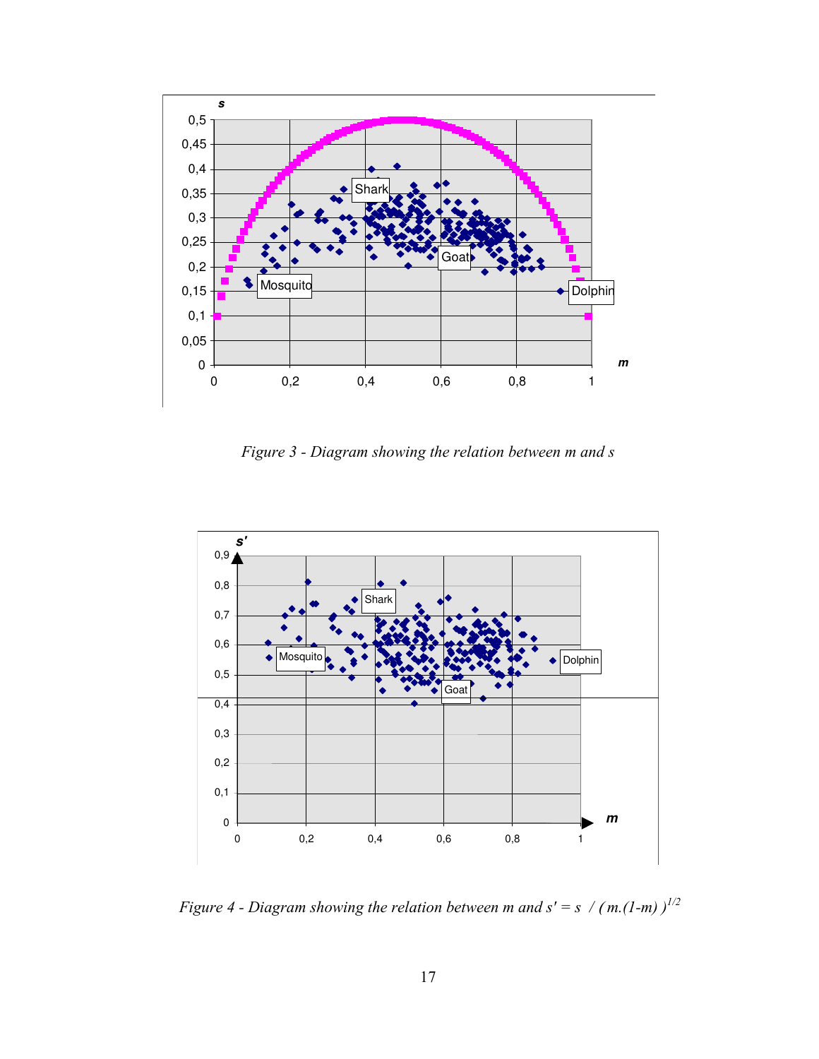*Figure 3 - Diagram showing the relation between m and s*

*Figure 4 - Diagram showing the relation between m and* $s' = s \,/\, (m.(1-m))^{1/2}$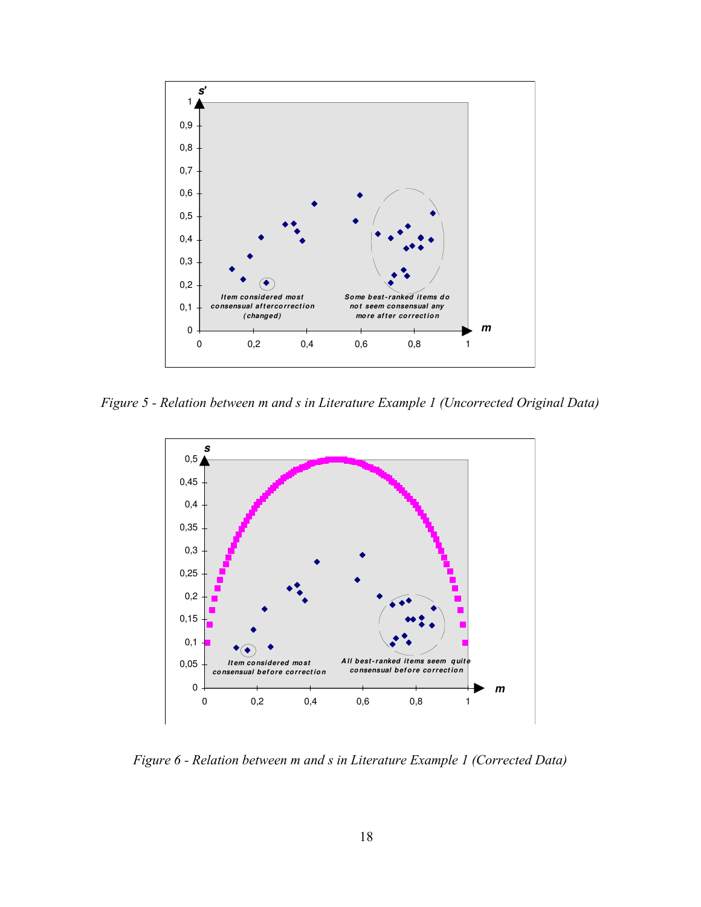Figure 5 - Relation between m and s in Literature Example 1 (Uncorrected Original Data)

Figure 6 - Relation between m and s in Literature Example 1 (Corrected Data)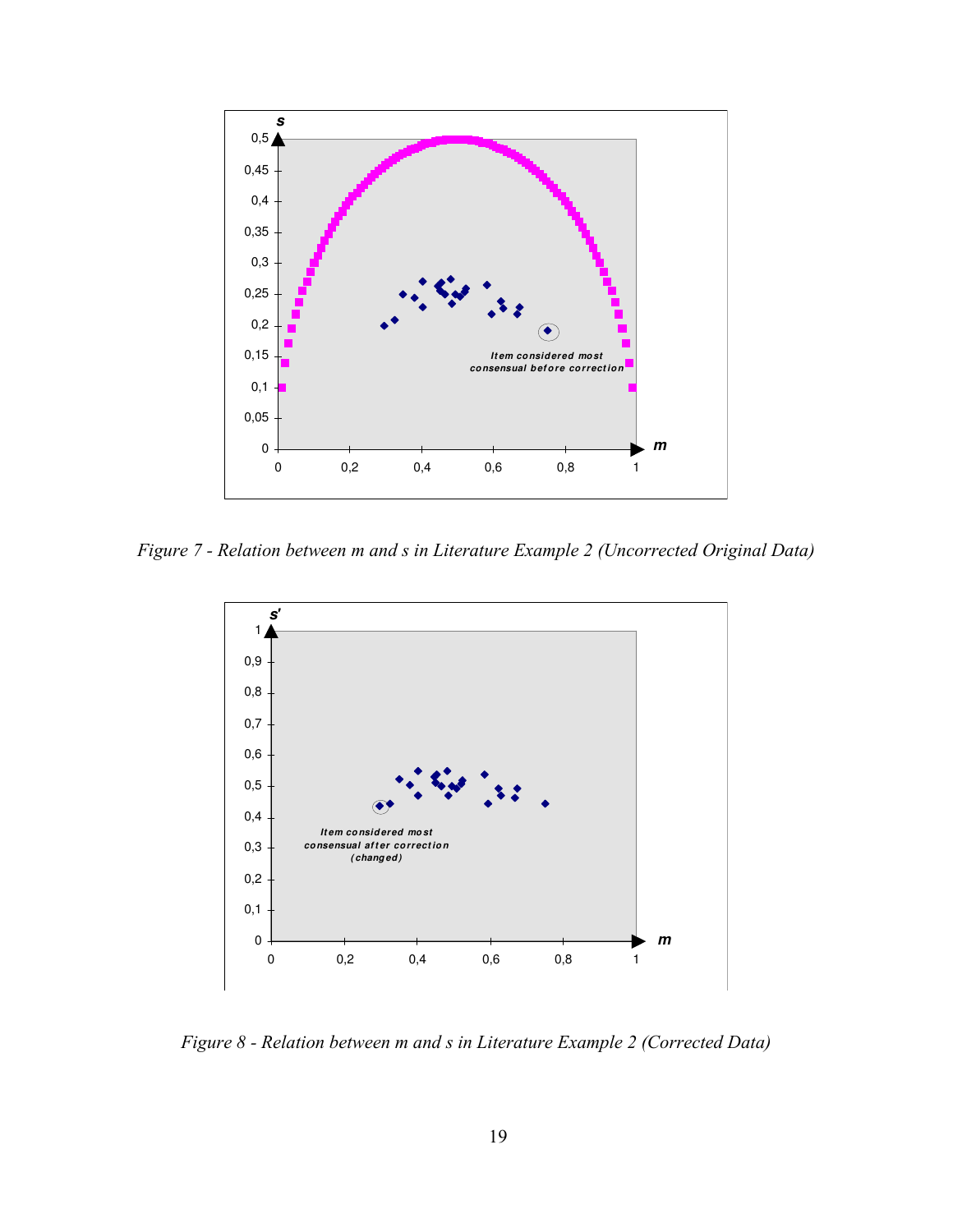Figure 7 - Relation between m and s in Literature Example 2 (Uncorrected Original Data)

Figure 8 - Relation between m and s in Literature Example 2 (Corrected Data)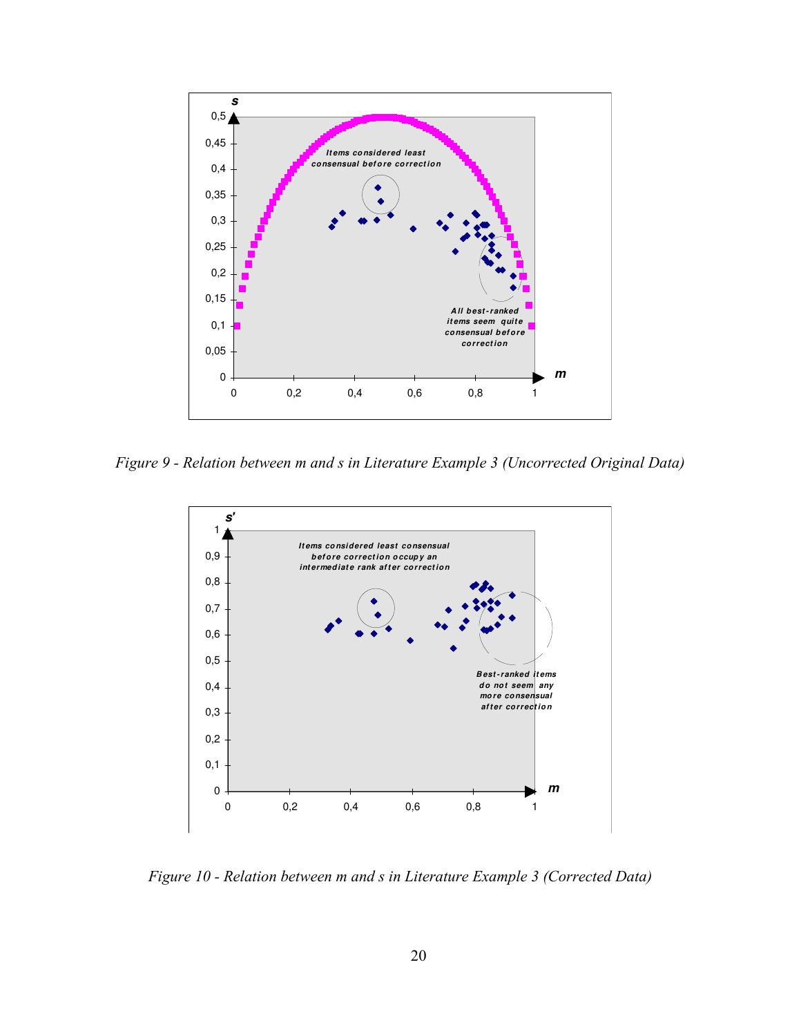Figure 9 - Relation between m and s in Literature Example 3 (Uncorrected Original Data)

Figure 10 - Relation between m and s in Literature Example 3 (Corrected Data)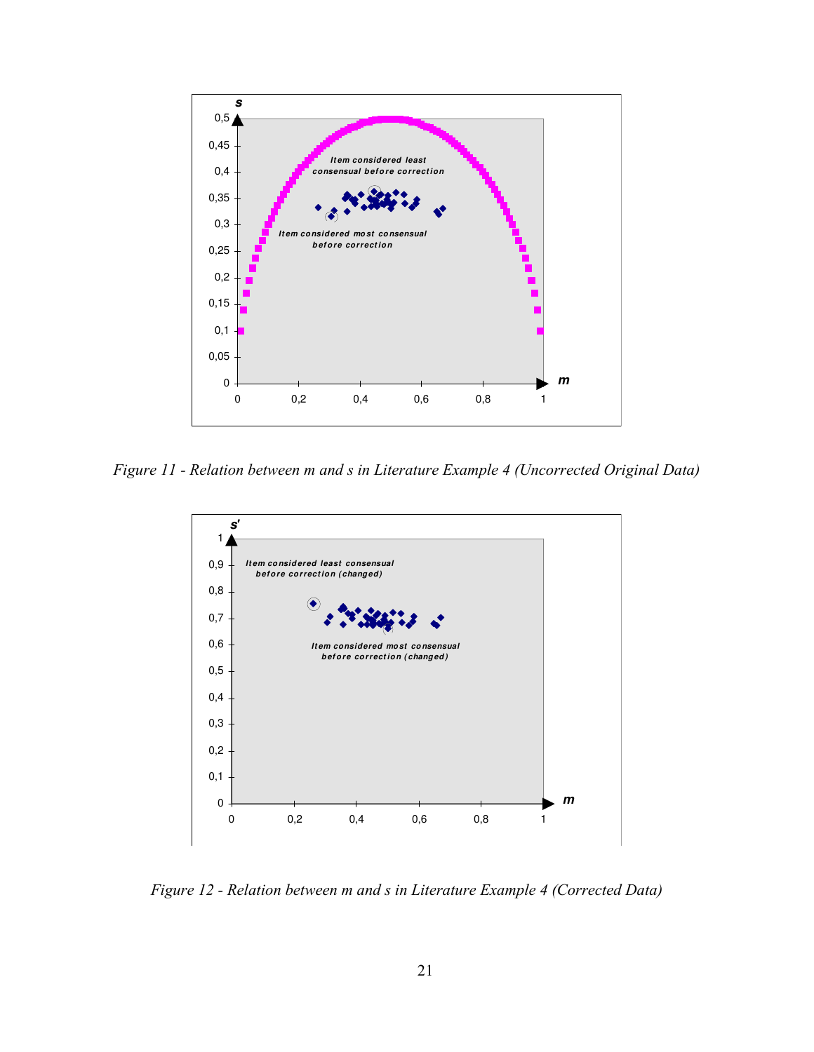Figure 11 - Relation between m and s in Literature Example 4 (Uncorrected Original Data)

Figure 12 - Relation between m and s in Literature Example 4 (Corrected Data)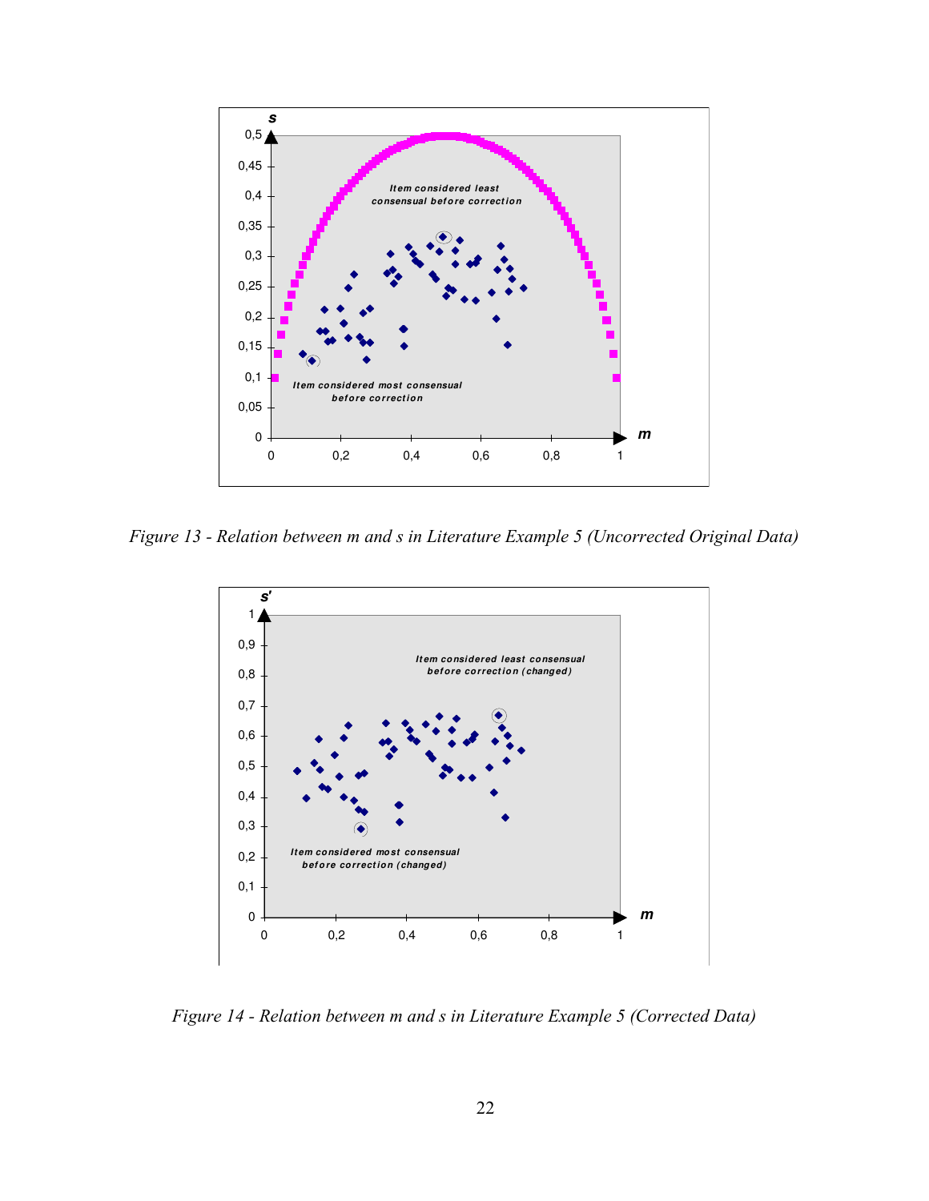s

0,5

0,45

0,4

0,35

0,3

0,25

0,2

0,15

0,1

0,05

0

0 0,2 0,4 0,6 0,8 1

m

Item considered least consensual before correction

Item considered most consensual before correction

*Figure 13 - Relation between m and s in Literature Example 5 (Uncorrected Original Data)*

s'

1

0,9

0,8

0,7

0,6

0,5

0,4

0,3

0,2

0,1

0

0 0,2 0,4 0,6 0,8 1

m

Item considered least consensual before correction (changed)

Item considered most consensual before correction (changed)

*Figure 14 - Relation between m and s in Literature Example 5 (Corrected Data)*